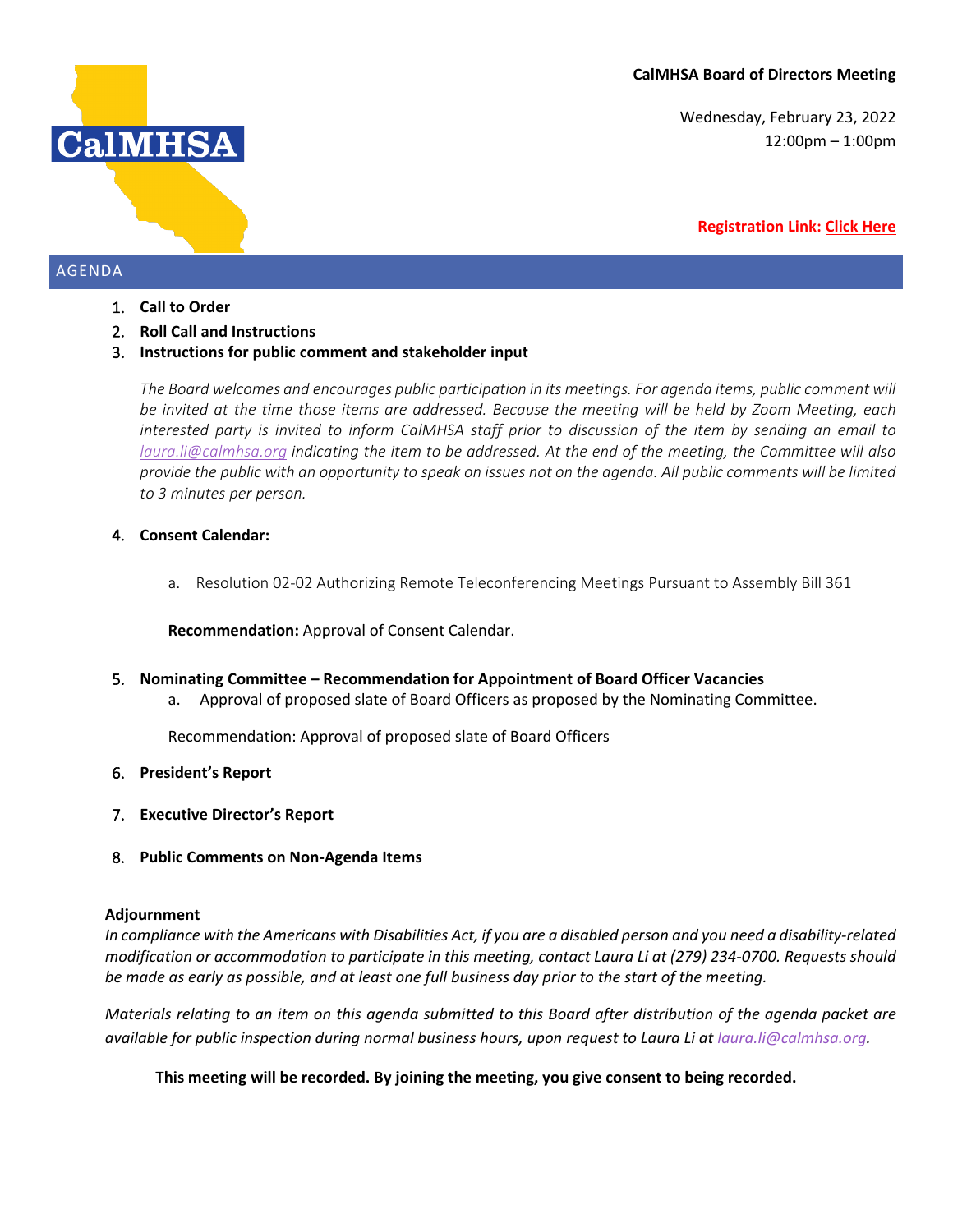**CalMHSA Board of Directors Meeting**

Wednesday, February 23, 2022
12:00pm – 1:00pm

**Registration Link: Click Here**

## AGENDA

1. **Call to Order**
2. **Roll Call and Instructions**
3. **Instructions for public comment and stakeholder input**

   *The Board welcomes and encourages public participation in its meetings. For agenda items, public comment will be invited at the time those items are addressed. Because the meeting will be held by Zoom Meeting, each interested party is invited to inform CalMHSA staff prior to discussion of the item by sending an email to laura.li@calmhsa.org indicating the item to be addressed. At the end of the meeting, the Committee will also provide the public with an opportunity to speak on issues not on the agenda. All public comments will be limited to 3 minutes per person.*

4. **Consent Calendar:**

   a. Resolution 02-02 Authorizing Remote Teleconferencing Meetings Pursuant to Assembly Bill 361

   **Recommendation:** Approval of Consent Calendar.

5. **Nominating Committee – Recommendation for Appointment of Board Officer Vacancies**

   a. Approval of proposed slate of Board Officers as proposed by the Nominating Committee.

   Recommendation: Approval of proposed slate of Board Officers

6. **President's Report**

7. **Executive Director's Report**

8. **Public Comments on Non-Agenda Items**

**Adjournment**

*In compliance with the Americans with Disabilities Act, if you are a disabled person and you need a disability-related modification or accommodation to participate in this meeting, contact Laura Li at (279) 234-0700. Requests should be made as early as possible, and at least one full business day prior to the start of the meeting.*

*Materials relating to an item on this agenda submitted to this Board after distribution of the agenda packet are available for public inspection during normal business hours, upon request to Laura Li at laura.li@calmhsa.org.*

**This meeting will be recorded. By joining the meeting, you give consent to being recorded.**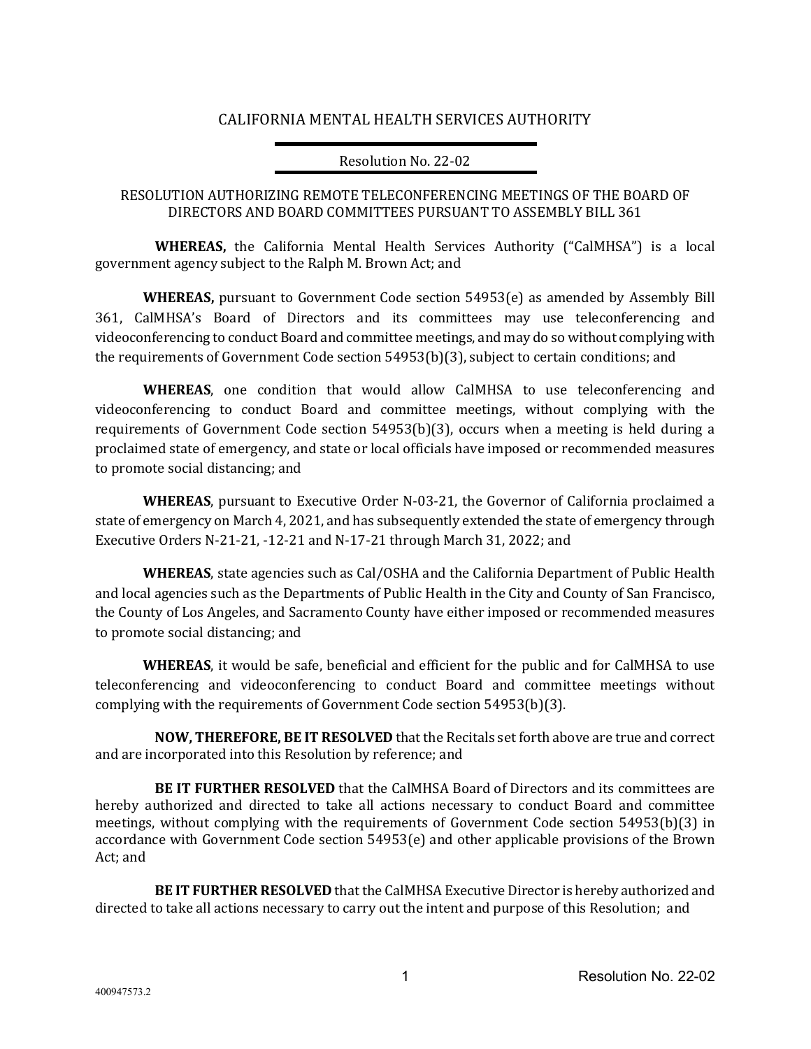CALIFORNIA MENTAL HEALTH SERVICES AUTHORITY

Resolution No. 22-02

RESOLUTION AUTHORIZING REMOTE TELECONFERENCING MEETINGS OF THE BOARD OF DIRECTORS AND BOARD COMMITTEES PURSUANT TO ASSEMBLY BILL 361

**WHEREAS,** the California Mental Health Services Authority ("CalMHSA") is a local government agency subject to the Ralph M. Brown Act; and

**WHEREAS,** pursuant to Government Code section 54953(e) as amended by Assembly Bill 361, CalMHSA's Board of Directors and its committees may use teleconferencing and videoconferencing to conduct Board and committee meetings, and may do so without complying with the requirements of Government Code section 54953(b)(3), subject to certain conditions; and

**WHEREAS**, one condition that would allow CalMHSA to use teleconferencing and videoconferencing to conduct Board and committee meetings, without complying with the requirements of Government Code section 54953(b)(3), occurs when a meeting is held during a proclaimed state of emergency, and state or local officials have imposed or recommended measures to promote social distancing; and

**WHEREAS**, pursuant to Executive Order N-03-21, the Governor of California proclaimed a state of emergency on March 4, 2021, and has subsequently extended the state of emergency through Executive Orders N-21-21, -12-21 and N-17-21 through March 31, 2022; and

**WHEREAS**, state agencies such as Cal/OSHA and the California Department of Public Health and local agencies such as the Departments of Public Health in the City and County of San Francisco, the County of Los Angeles, and Sacramento County have either imposed or recommended measures to promote social distancing; and

**WHEREAS**, it would be safe, beneficial and efficient for the public and for CalMHSA to use teleconferencing and videoconferencing to conduct Board and committee meetings without complying with the requirements of Government Code section 54953(b)(3).

**NOW, THEREFORE, BE IT RESOLVED** that the Recitals set forth above are true and correct and are incorporated into this Resolution by reference; and

**BE IT FURTHER RESOLVED** that the CalMHSA Board of Directors and its committees are hereby authorized and directed to take all actions necessary to conduct Board and committee meetings, without complying with the requirements of Government Code section 54953(b)(3) in accordance with Government Code section 54953(e) and other applicable provisions of the Brown Act; and

**BE IT FURTHER RESOLVED** that the CalMHSA Executive Director is hereby authorized and directed to take all actions necessary to carry out the intent and purpose of this Resolution; and

400947573.2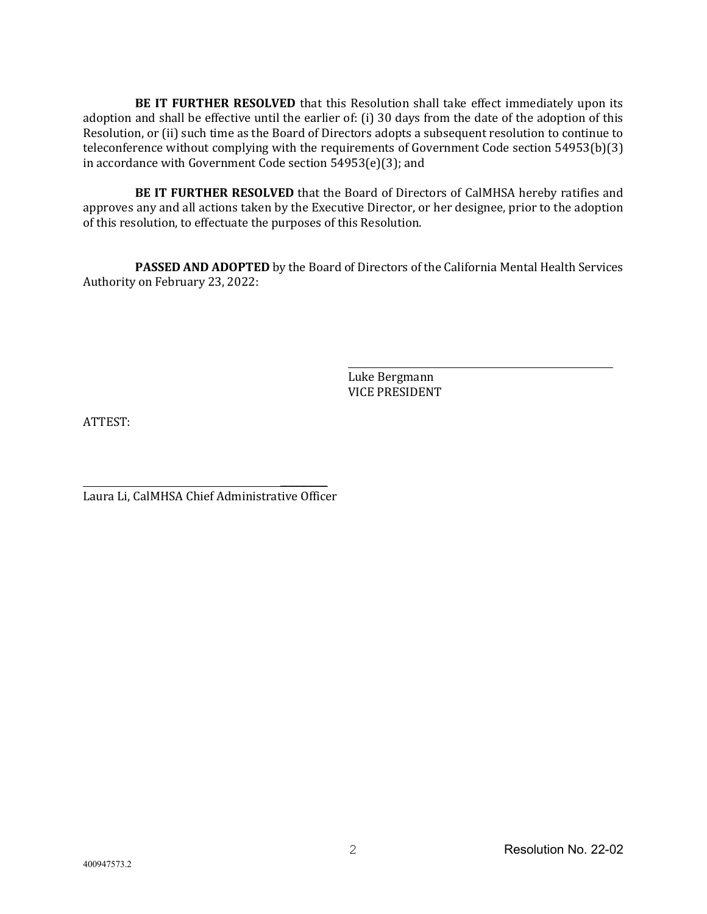**BE IT FURTHER RESOLVED** that this Resolution shall take effect immediately upon its adoption and shall be effective until the earlier of: (i) 30 days from the date of the adoption of this Resolution, or (ii) such time as the Board of Directors adopts a subsequent resolution to continue to teleconference without complying with the requirements of Government Code section 54953(b)(3) in accordance with Government Code section 54953(e)(3); and

**BE IT FURTHER RESOLVED** that the Board of Directors of CalMHSA hereby ratifies and approves any and all actions taken by the Executive Director, or her designee, prior to the adoption of this resolution, to effectuate the purposes of this Resolution.

**PASSED AND ADOPTED** by the Board of Directors of the California Mental Health Services Authority on February 23, 2022:

\_\_\_\_\_\_\_\_\_\_\_\_\_\_\_\_\_\_\_\_\_\_\_\_\_\_\_\_\_\_\_\_\_\_\_\_\_\_\_\_

Luke Bergmann
VICE PRESIDENT

ATTEST:

\_\_\_\_\_\_\_\_\_\_\_\_\_\_\_\_\_\_\_\_\_\_\_\_\_\_\_\_\_\_\_\_\_\_\_\_\_\_\_\_

Laura Li, CalMHSA Chief Administrative Officer

Resolution No. 22-02

400947573.2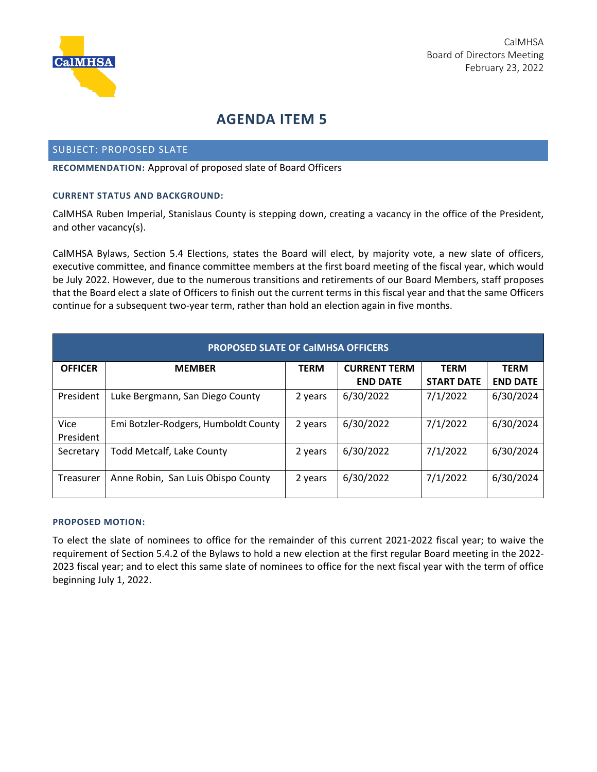CalMHSA
Board of Directors Meeting
February 23, 2022

# AGENDA ITEM 5

## SUBJECT: PROPOSED SLATE

**RECOMMENDATION:** Approval of proposed slate of Board Officers

### CURRENT STATUS AND BACKGROUND:

CalMHSA Ruben Imperial, Stanislaus County is stepping down, creating a vacancy in the office of the President, and other vacancy(s).

CalMHSA Bylaws, Section 5.4 Elections, states the Board will elect, by majority vote, a new slate of officers, executive committee, and finance committee members at the first board meeting of the fiscal year, which would be July 2022. However, due to the numerous transitions and retirements of our Board Members, staff proposes that the Board elect a slate of Officers to finish out the current terms in this fiscal year and that the same Officers continue for a subsequent two-year term, rather than hold an election again in five months.

| PROPOSED SLATE OF CalMHSA OFFICERS | | | | | |
|---|---|---|---|---|---|
| **OFFICER** | **MEMBER** | **TERM** | **CURRENT TERM END DATE** | **TERM START DATE** | **TERM END DATE** |
| President | Luke Bergmann, San Diego County | 2 years | 6/30/2022 | 7/1/2022 | 6/30/2024 |
| Vice President | Emi Botzler-Rodgers, Humboldt County | 2 years | 6/30/2022 | 7/1/2022 | 6/30/2024 |
| Secretary | Todd Metcalf, Lake County | 2 years | 6/30/2022 | 7/1/2022 | 6/30/2024 |
| Treasurer | Anne Robin, San Luis Obispo County | 2 years | 6/30/2022 | 7/1/2022 | 6/30/2024 |

### PROPOSED MOTION:

To elect the slate of nominees to office for the remainder of this current 2021-2022 fiscal year; to waive the requirement of Section 5.4.2 of the Bylaws to hold a new election at the first regular Board meeting in the 2022-2023 fiscal year; and to elect this same slate of nominees to office for the next fiscal year with the term of office beginning July 1, 2022.